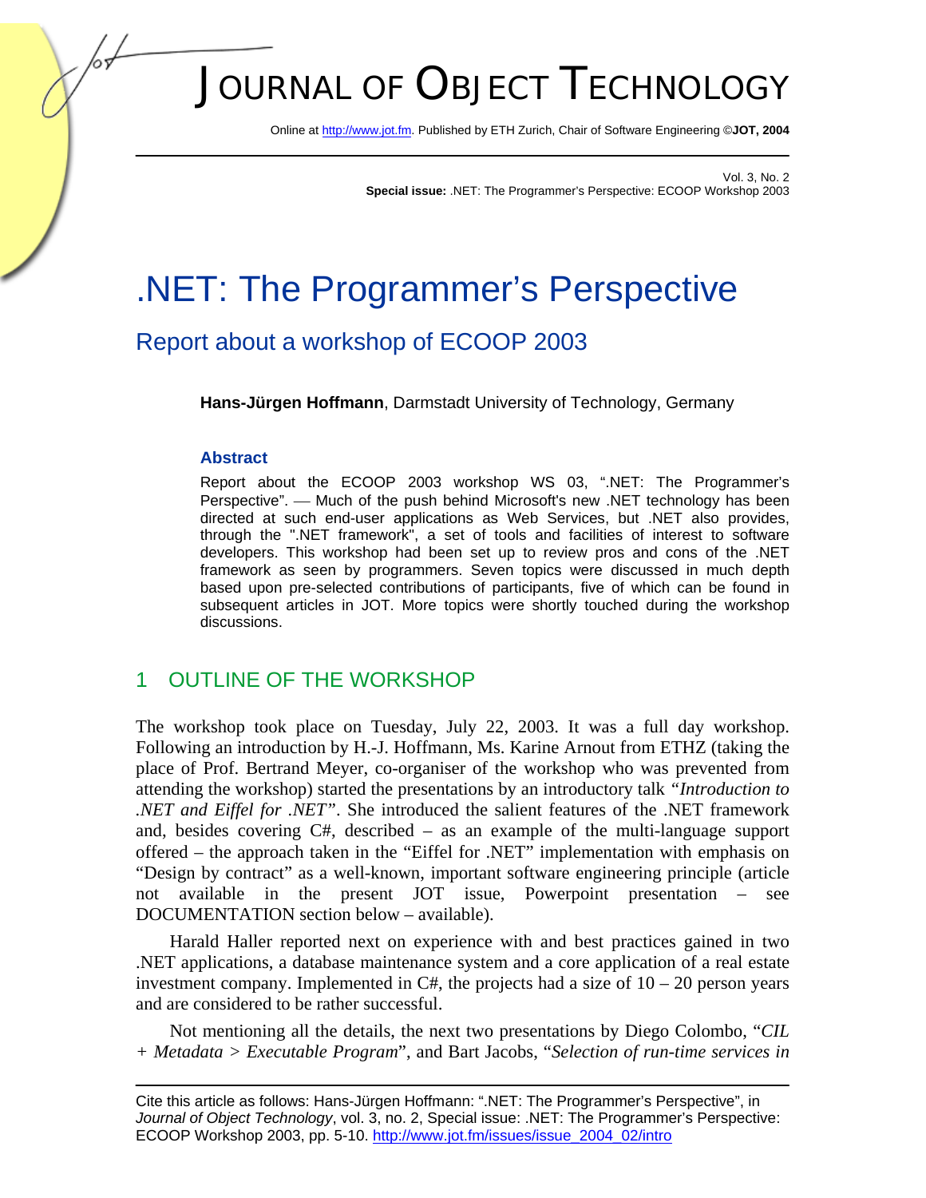# .NET: The Programmer's Perspective

## Report about a workshop of ECOOP 2003

**Hans-Jürgen Hoffmann**, Darmstadt University of Technology, Germany

### Abstract

Report about the ECOOP 2003 workshop WS 03, ".NET: The Programmer's Perspective". — Much of the push behind Microsoft's new .NET technology has been directed at such end-user applications as Web Services, but .NET also provides, through the ".NET framework", a set of tools and facilities of interest to software developers. This workshop had been set up to review pros and cons of the .NET framework as seen by programmers. Seven topics were discussed in much depth based upon pre-selected contributions of participants, five of which can be found in subsequent articles in JOT. More topics were shortly touched during the workshop discussions.

## 1 OUTLINE OF THE WORKSHOP

The workshop took place on Tuesday, July 22, 2003. It was a full day workshop. Following an introduction by H.-J. Hoffmann, Ms. Karine Arnout from ETHZ (taking the place of Prof. Bertrand Meyer, co-organiser of the workshop who was prevented from attending the workshop) started the presentations by an introductory talk *"Introduction to .NET and Eiffel for .NET"*. She introduced the salient features of the .NET framework and, besides covering C#, described – as an example of the multi-language support offered – the approach taken in the "Eiffel for .NET" implementation with emphasis on "Design by contract" as a well-known, important software engineering principle (article not available in the present JOT issue, Powerpoint presentation – see DOCUMENTATION section below – available).

Harald Haller reported next on experience with and best practices gained in two .NET applications, a database maintenance system and a core application of a real estate investment company. Implemented in C#, the projects had a size of 10 – 20 person years and are considered to be rather successful.

Not mentioning all the details, the next two presentations by Diego Colombo, "*CIL + Metadata > Executable Program*", and Bart Jacobs, "*Selection of run-time services in*

---

Cite this article as follows: Hans-Jürgen Hoffmann: ".NET: The Programmer's Perspective", in *Journal of Object Technology*, vol. 3, no. 2, Special issue: .NET: The Programmer's Perspective: ECOOP Workshop 2003, pp. 5-10. http://www.jot.fm/issues/issue_2004_02/intro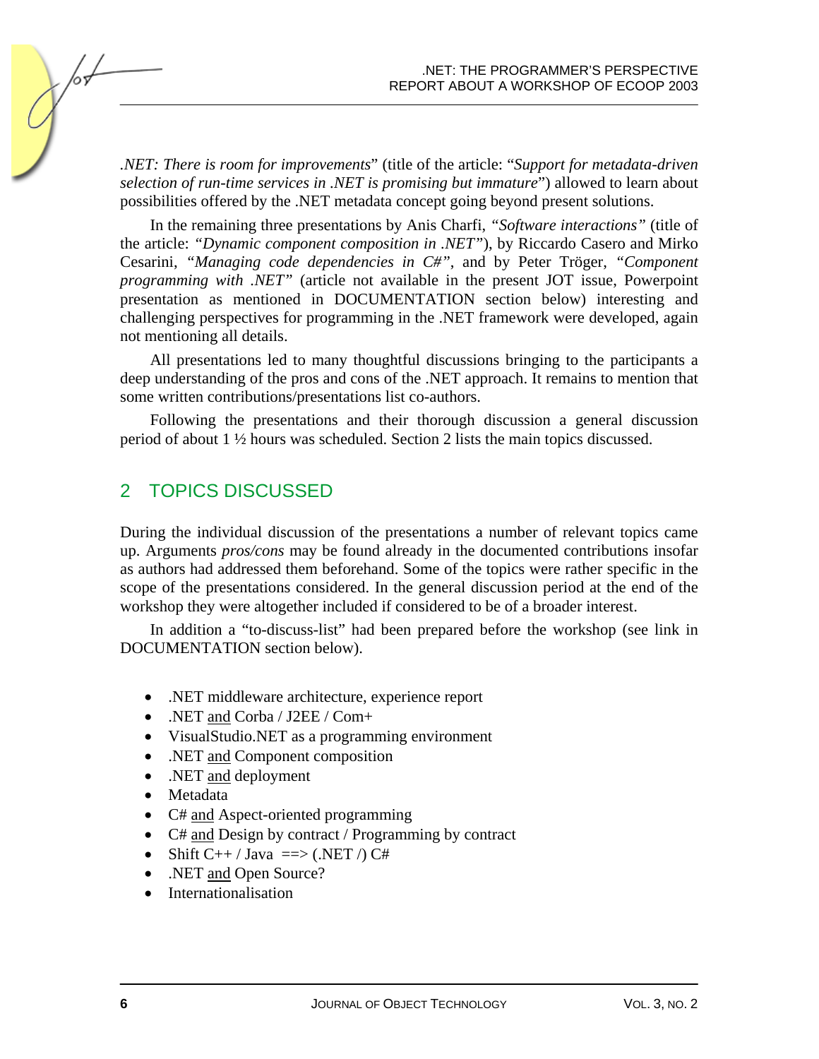*.NET: There is room for improvements*" (title of the article: "*Support for metadata-driven selection of run-time services in .NET is promising but immature*") allowed to learn about possibilities offered by the .NET metadata concept going beyond present solutions.

In the remaining three presentations by Anis Charfi, *"Software interactions"* (title of the article: *"Dynamic component composition in .NET"*), by Riccardo Casero and Mirko Cesarini, *"Managing code dependencies in C#"*, and by Peter Tröger, *"Component programming with .NET"* (article not available in the present JOT issue, Powerpoint presentation as mentioned in DOCUMENTATION section below) interesting and challenging perspectives for programming in the .NET framework were developed, again not mentioning all details.

All presentations led to many thoughtful discussions bringing to the participants a deep understanding of the pros and cons of the .NET approach. It remains to mention that some written contributions/presentations list co-authors.

Following the presentations and their thorough discussion a general discussion period of about 1 ½ hours was scheduled. Section 2 lists the main topics discussed.

## 2 TOPICS DISCUSSED

During the individual discussion of the presentations a number of relevant topics came up. Arguments *pros/cons* may be found already in the documented contributions insofar as authors had addressed them beforehand. Some of the topics were rather specific in the scope of the presentations considered. In the general discussion period at the end of the workshop they were altogether included if considered to be of a broader interest.

In addition a "to-discuss-list" had been prepared before the workshop (see link in DOCUMENTATION section below).

- .NET middleware architecture, experience report
- .NET <u>and</u> Corba / J2EE / Com+
- VisualStudio.NET as a programming environment
- .NET <u>and</u> Component composition
- .NET <u>and</u> deployment
- Metadata
- C# <u>and</u> Aspect-oriented programming
- C# <u>and</u> Design by contract / Programming by contract
- Shift C++ / Java ==> (.NET /) C#
- .NET <u>and</u> Open Source?
- Internationalisation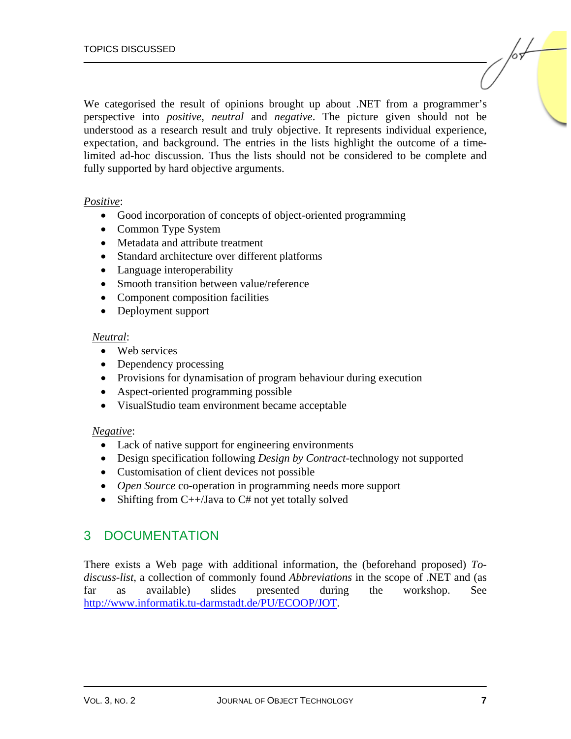We categorised the result of opinions brought up about .NET from a programmer's perspective into *positive*, *neutral* and *negative*. The picture given should not be understood as a research result and truly objective. It represents individual experience, expectation, and background. The entries in the lists highlight the outcome of a time-limited ad-hoc discussion. Thus the lists should not be considered to be complete and fully supported by hard objective arguments.

*Positive*:

- Good incorporation of concepts of object-oriented programming
- Common Type System
- Metadata and attribute treatment
- Standard architecture over different platforms
- Language interoperability
- Smooth transition between value/reference
- Component composition facilities
- Deployment support

*Neutral*:

- Web services
- Dependency processing
- Provisions for dynamisation of program behaviour during execution
- Aspect-oriented programming possible
- VisualStudio team environment became acceptable

*Negative*:

- Lack of native support for engineering environments
- Design specification following *Design by Contract*-technology not supported
- Customisation of client devices not possible
- *Open Source* co-operation in programming needs more support
- Shifting from C++/Java to C# not yet totally solved

## 3 DOCUMENTATION

There exists a Web page with additional information, the (beforehand proposed) *To-discuss-list*, a collection of commonly found *Abbreviations* in the scope of .NET and (as far as available) slides presented during the workshop. See http://www.informatik.tu-darmstadt.de/PU/ECOOP/JOT.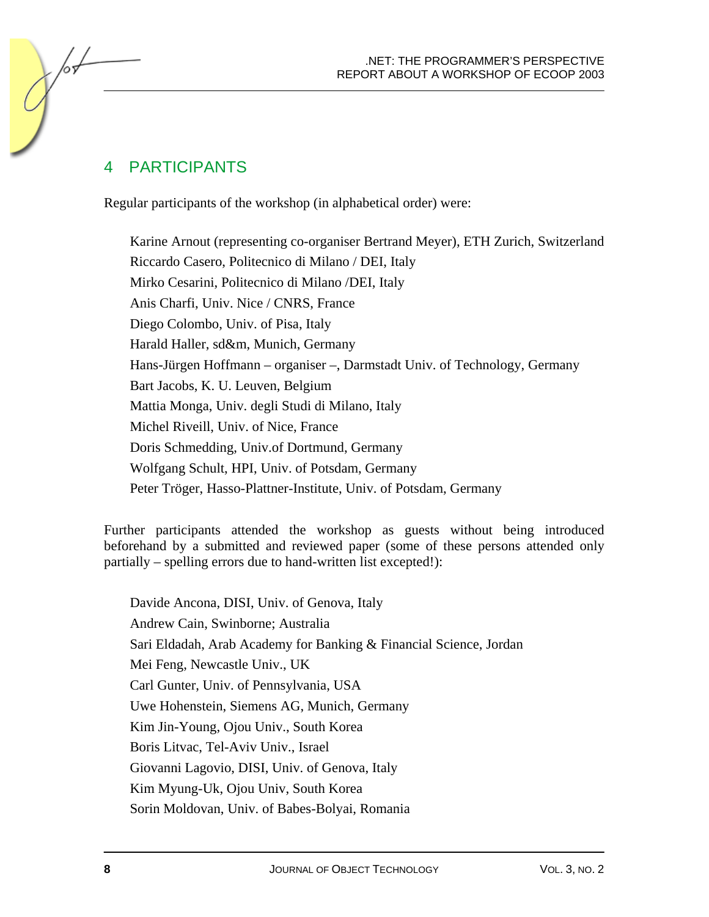## 4 PARTICIPANTS

Regular participants of the workshop (in alphabetical order) were:

Karine Arnout (representing co-organiser Bertrand Meyer), ETH Zurich, Switzerland
Riccardo Casero, Politecnico di Milano / DEI, Italy
Mirko Cesarini, Politecnico di Milano /DEI, Italy
Anis Charfi, Univ. Nice / CNRS, France
Diego Colombo, Univ. of Pisa, Italy
Harald Haller, sd&m, Munich, Germany
Hans-Jürgen Hoffmann – organiser –, Darmstadt Univ. of Technology, Germany
Bart Jacobs, K. U. Leuven, Belgium
Mattia Monga, Univ. degli Studi di Milano, Italy
Michel Riveill, Univ. of Nice, France
Doris Schmedding, Univ.of Dortmund, Germany
Wolfgang Schult, HPI, Univ. of Potsdam, Germany
Peter Tröger, Hasso-Plattner-Institute, Univ. of Potsdam, Germany

Further participants attended the workshop as guests without being introduced beforehand by a submitted and reviewed paper (some of these persons attended only partially – spelling errors due to hand-written list excepted!):

Davide Ancona, DISI, Univ. of Genova, Italy
Andrew Cain, Swinborne; Australia
Sari Eldadah, Arab Academy for Banking & Financial Science, Jordan
Mei Feng, Newcastle Univ., UK
Carl Gunter, Univ. of Pennsylvania, USA
Uwe Hohenstein, Siemens AG, Munich, Germany
Kim Jin-Young, Ojou Univ., South Korea
Boris Litvac, Tel-Aviv Univ., Israel
Giovanni Lagovio, DISI, Univ. of Genova, Italy
Kim Myung-Uk, Ojou Univ, South Korea
Sorin Moldovan, Univ. of Babes-Bolyai, Romania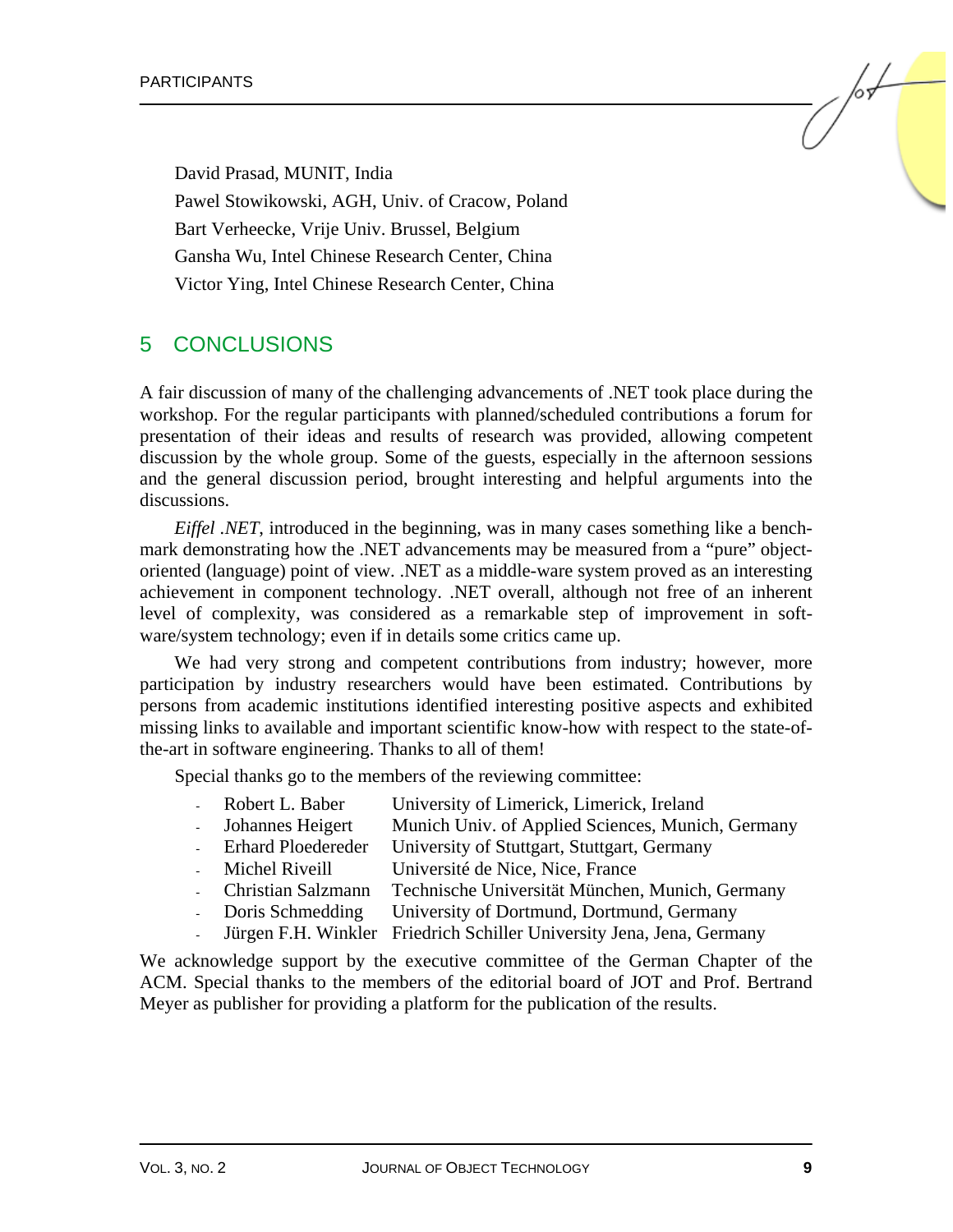David Prasad, MUNIT, India

Pawel Stowikowski, AGH, Univ. of Cracow, Poland

Bart Verheecke, Vrije Univ. Brussel, Belgium

Gansha Wu, Intel Chinese Research Center, China

Victor Ying, Intel Chinese Research Center, China

## 5 CONCLUSIONS

A fair discussion of many of the challenging advancements of .NET took place during the workshop. For the regular participants with planned/scheduled contributions a forum for presentation of their ideas and results of research was provided, allowing competent discussion by the whole group. Some of the guests, especially in the afternoon sessions and the general discussion period, brought interesting and helpful arguments into the discussions.

*Eiffel .NET*, introduced in the beginning, was in many cases something like a benchmark demonstrating how the .NET advancements may be measured from a "pure" object-oriented (language) point of view. .NET as a middle-ware system proved as an interesting achievement in component technology. .NET overall, although not free of an inherent level of complexity, was considered as a remarkable step of improvement in software/system technology; even if in details some critics came up.

We had very strong and competent contributions from industry; however, more participation by industry researchers would have been estimated. Contributions by persons from academic institutions identified interesting positive aspects and exhibited missing links to available and important scientific know-how with respect to the state-of-the-art in software engineering. Thanks to all of them!

Special thanks go to the members of the reviewing committee:

- Robert L. Baber — University of Limerick, Limerick, Ireland
- Johannes Heigert — Munich Univ. of Applied Sciences, Munich, Germany
- Erhard Ploedereder — University of Stuttgart, Stuttgart, Germany
- Michel Riveill — Université de Nice, Nice, France
- Christian Salzmann — Technische Universität München, Munich, Germany
- Doris Schmedding — University of Dortmund, Dortmund, Germany
- Jürgen F.H. Winkler — Friedrich Schiller University Jena, Jena, Germany

We acknowledge support by the executive committee of the German Chapter of the ACM. Special thanks to the members of the editorial board of JOT and Prof. Bertrand Meyer as publisher for providing a platform for the publication of the results.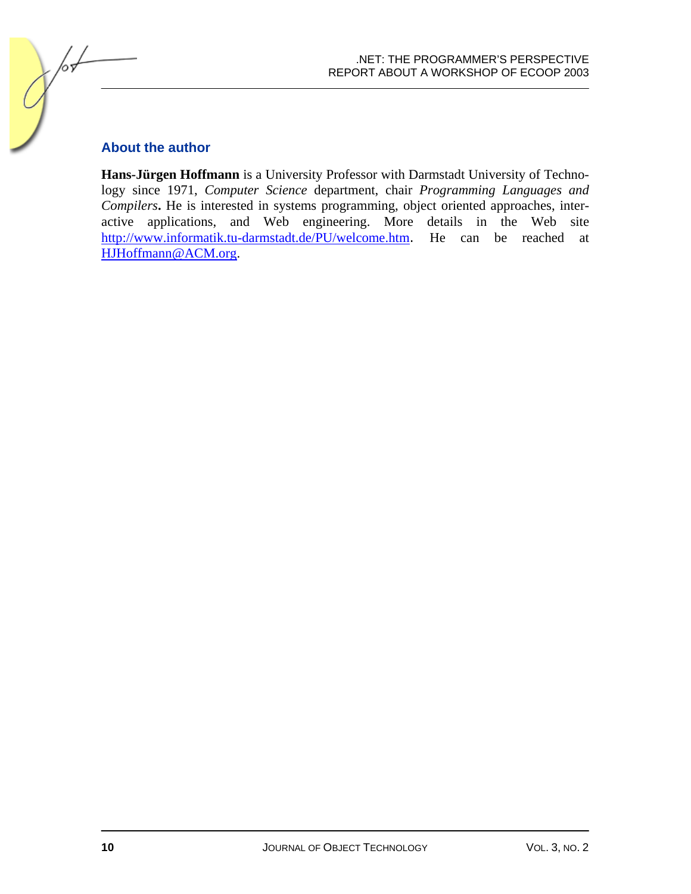## About the author

**Hans-Jürgen Hoffmann** is a University Professor with Darmstadt University of Technology since 1971, *Computer Science* department, chair *Programming Languages and Compilers***.** He is interested in systems programming, object oriented approaches, interactive applications, and Web engineering. More details in the Web site http://www.informatik.tu-darmstadt.de/PU/welcome.htm. He can be reached at HJHoffmann@ACM.org.